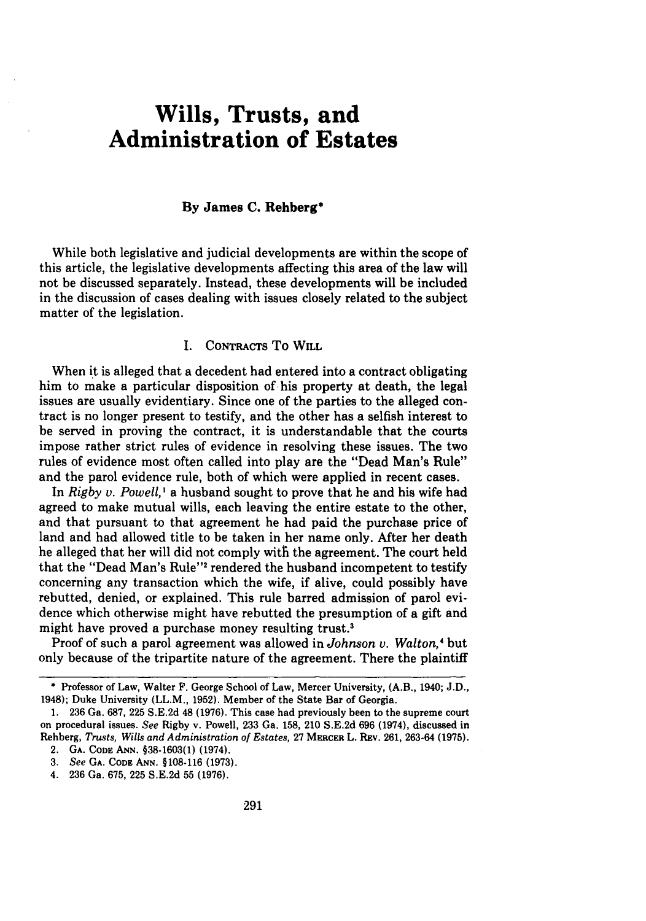# Wills, Trusts, and Administration of Estates

**By James C. Rehberg***

While both legislative and judicial developments are within the scope of this article, the legislative developments affecting this area of the law will not be discussed separately. Instead, these developments will be included in the discussion of cases dealing with issues closely related to the subject matter of the legislation.

## I. Contracts To Will

When it is alleged that a decedent had entered into a contract obligating him to make a particular disposition of his property at death, the legal issues are usually evidentiary. Since one of the parties to the alleged contract is no longer present to testify, and the other has a selfish interest to be served in proving the contract, it is understandable that the courts impose rather strict rules of evidence in resolving these issues. The two rules of evidence most often called into play are the "Dead Man's Rule" and the parol evidence rule, both of which were applied in recent cases.

In *Rigby v. Powell*,[1] a husband sought to prove that he and his wife had agreed to make mutual wills, each leaving the entire estate to the other, and that pursuant to that agreement he had paid the purchase price of land and had allowed title to be taken in her name only. After her death he alleged that her will did not comply with the agreement. The court held that the "Dead Man's Rule"[2] rendered the husband incompetent to testify concerning any transaction which the wife, if alive, could possibly have rebutted, denied, or explained. This rule barred admission of parol evidence which otherwise might have rebutted the presumption of a gift and might have proved a purchase money resulting trust.[3]

Proof of such a parol agreement was allowed in *Johnson v. Walton*,[4] but only because of the tripartite nature of the agreement. There the plaintiff

---

\* Professor of Law, Walter F. George School of Law, Mercer University, (A.B., 1940; J.D., 1948); Duke University (LL.M., 1952). Member of the State Bar of Georgia.

1. 236 Ga. 687, 225 S.E.2d 48 (1976). This case had previously been to the supreme court on procedural issues. *See* Rigby v. Powell, 233 Ga. 158, 210 S.E.2d 696 (1974), discussed in Rehberg, *Trusts, Wills and Administration of Estates*, 27 Mercer L. Rev. 261, 263-64 (1975).

2. Ga. Code Ann. §38-1603(1) (1974).

3. *See* Ga. Code Ann. §108-116 (1973).

4. 236 Ga. 675, 225 S.E.2d 55 (1976).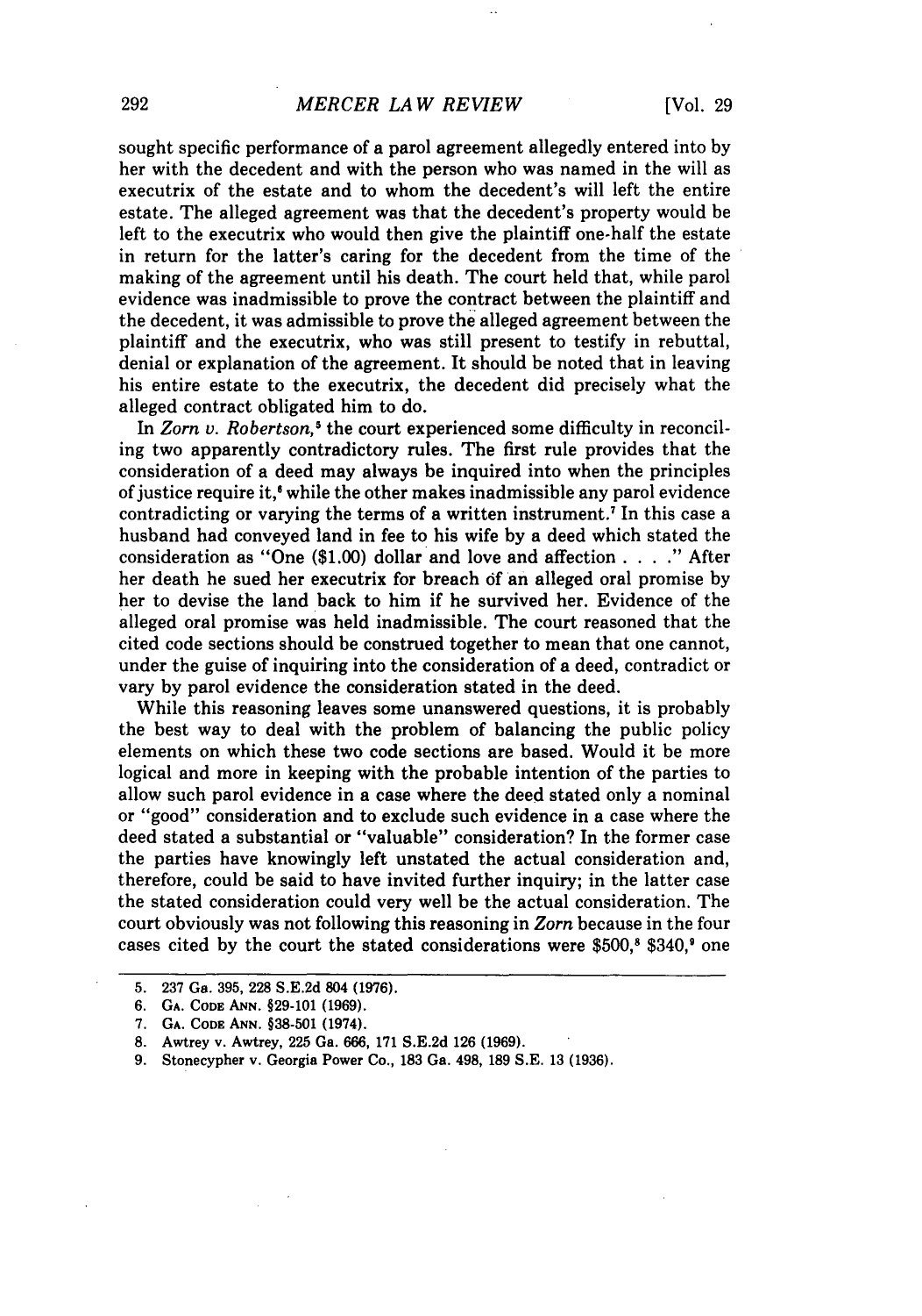sought specific performance of a parol agreement allegedly entered into by her with the decedent and with the person who was named in the will as executrix of the estate and to whom the decedent's will left the entire estate. The alleged agreement was that the decedent's property would be left to the executrix who would then give the plaintiff one-half the estate in return for the latter's caring for the decedent from the time of the making of the agreement until his death. The court held that, while parol evidence was inadmissible to prove the contract between the plaintiff and the decedent, it was admissible to prove the alleged agreement between the plaintiff and the executrix, who was still present to testify in rebuttal, denial or explanation of the agreement. It should be noted that in leaving his entire estate to the executrix, the decedent did precisely what the alleged contract obligated him to do.

In *Zorn v. Robertson*,[5] the court experienced some difficulty in reconciling two apparently contradictory rules. The first rule provides that the consideration of a deed may always be inquired into when the principles of justice require it,[6] while the other makes inadmissible any parol evidence contradicting or varying the terms of a written instrument.[7] In this case a husband had conveyed land in fee to his wife by a deed which stated the consideration as "One ($1.00) dollar and love and affection . . . ." After her death he sued her executrix for breach of an alleged oral promise by her to devise the land back to him if he survived her. Evidence of the alleged oral promise was held inadmissible. The court reasoned that the cited code sections should be construed together to mean that one cannot, under the guise of inquiring into the consideration of a deed, contradict or vary by parol evidence the consideration stated in the deed.

While this reasoning leaves some unanswered questions, it is probably the best way to deal with the problem of balancing the public policy elements on which these two code sections are based. Would it be more logical and more in keeping with the probable intention of the parties to allow such parol evidence in a case where the deed stated only a nominal or "good" consideration and to exclude such evidence in a case where the deed stated a substantial or "valuable" consideration? In the former case the parties have knowingly left unstated the actual consideration and, therefore, could be said to have invited further inquiry; in the latter case the stated consideration could very well be the actual consideration. The court obviously was not following this reasoning in *Zorn* because in the four cases cited by the court the stated considerations were $500,[8] $340,[9] one

---

5. 237 Ga. 395, 228 S.E.2d 804 (1976).
6. GA. CODE ANN. §29-101 (1969).
7. GA. CODE ANN. §38-501 (1974).
8. Awtrey v. Awtrey, 225 Ga. 666, 171 S.E.2d 126 (1969).
9. Stonecypher v. Georgia Power Co., 183 Ga. 498, 189 S.E. 13 (1936).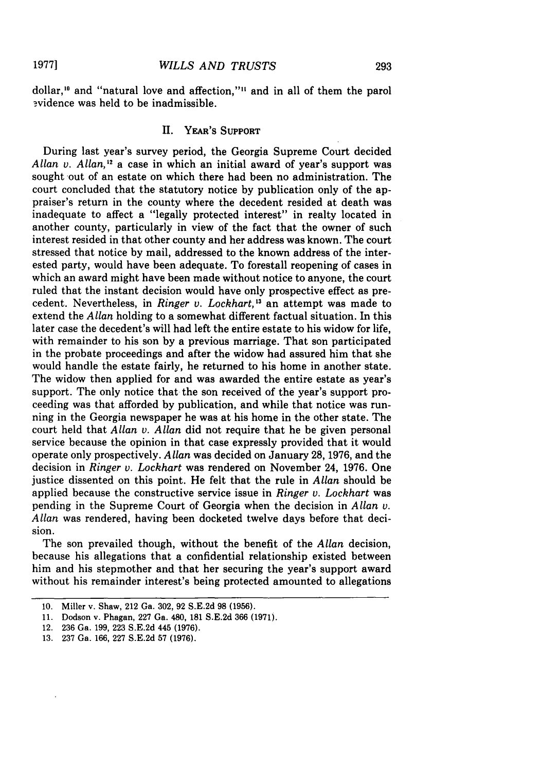dollar,[10] and "natural love and affection,"[11] and in all of them the parol evidence was held to be inadmissible.

## II. Year's Support

During last year's survey period, the Georgia Supreme Court decided *Allan v. Allan*,[12] a case in which an initial award of year's support was sought out of an estate on which there had been no administration. The court concluded that the statutory notice by publication only of the appraiser's return in the county where the decedent resided at death was inadequate to affect a "legally protected interest" in realty located in another county, particularly in view of the fact that the owner of such interest resided in that other county and her address was known. The court stressed that notice by mail, addressed to the known address of the interested party, would have been adequate. To forestall reopening of cases in which an award might have been made without notice to anyone, the court ruled that the instant decision would have only prospective effect as precedent. Nevertheless, in *Ringer v. Lockhart*,[13] an attempt was made to extend the *Allan* holding to a somewhat different factual situation. In this later case the decedent's will had left the entire estate to his widow for life, with remainder to his son by a previous marriage. That son participated in the probate proceedings and after the widow had assured him that she would handle the estate fairly, he returned to his home in another state. The widow then applied for and was awarded the entire estate as year's support. The only notice that the son received of the year's support proceeding was that afforded by publication, and while that notice was running in the Georgia newspaper he was at his home in the other state. The court held that *Allan v. Allan* did not require that he be given personal service because the opinion in that case expressly provided that it would operate only prospectively. *Allan* was decided on January 28, 1976, and the decision in *Ringer v. Lockhart* was rendered on November 24, 1976. One justice dissented on this point. He felt that the rule in *Allan* should be applied because the constructive service issue in *Ringer v. Lockhart* was pending in the Supreme Court of Georgia when the decision in *Allan v. Allan* was rendered, having been docketed twelve days before that decision.

The son prevailed though, without the benefit of the *Allan* decision, because his allegations that a confidential relationship existed between him and his stepmother and that her securing the year's support award without his remainder interest's being protected amounted to allegations

---

10. Miller v. Shaw, 212 Ga. 302, 92 S.E.2d 98 (1956).

11. Dodson v. Phagan, 227 Ga. 480, 181 S.E.2d 366 (1971).

12. 236 Ga. 199, 223 S.E.2d 445 (1976).

13. 237 Ga. 166, 227 S.E.2d 57 (1976).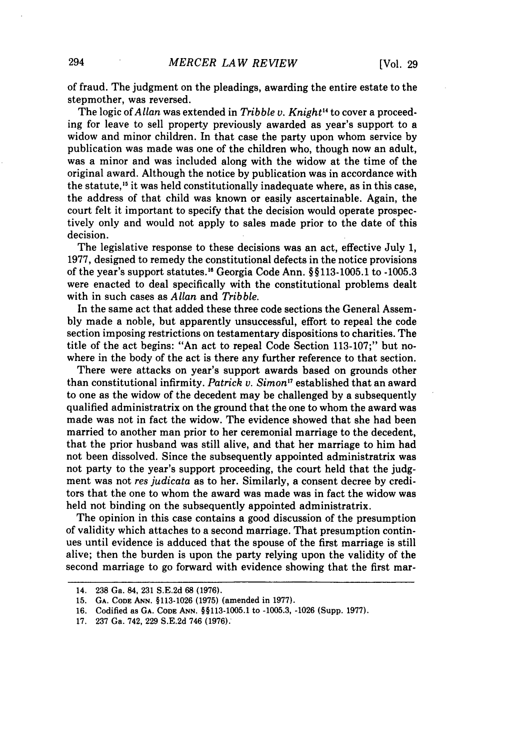of fraud. The judgment on the pleadings, awarding the entire estate to the stepmother, was reversed.

The logic of *Allan* was extended in *Tribble v. Knight*[14] to cover a proceeding for leave to sell property previously awarded as year's support to a widow and minor children. In that case the party upon whom service by publication was made was one of the children who, though now an adult, was a minor and was included along with the widow at the time of the original award. Although the notice by publication was in accordance with the statute,[15] it was held constitutionally inadequate where, as in this case, the address of that child was known or easily ascertainable. Again, the court felt it important to specify that the decision would operate prospectively only and would not apply to sales made prior to the date of this decision.

The legislative response to these decisions was an act, effective July 1, 1977, designed to remedy the constitutional defects in the notice provisions of the year's support statutes.[16] Georgia Code Ann. §§113-1005.1 to -1005.3 were enacted to deal specifically with the constitutional problems dealt with in such cases as *Allan* and *Tribble*.

In the same act that added these three code sections the General Assembly made a noble, but apparently unsuccessful, effort to repeal the code section imposing restrictions on testamentary dispositions to charities. The title of the act begins: "An act to repeal Code Section 113-107;" but nowhere in the body of the act is there any further reference to that section.

There were attacks on year's support awards based on grounds other than constitutional infirmity. *Patrick v. Simon*[17] established that an award to one as the widow of the decedent may be challenged by a subsequently qualified administratrix on the ground that the one to whom the award was made was not in fact the widow. The evidence showed that she had been married to another man prior to her ceremonial marriage to the decedent, that the prior husband was still alive, and that her marriage to him had not been dissolved. Since the subsequently appointed administratrix was not party to the year's support proceeding, the court held that the judgment was not *res judicata* as to her. Similarly, a consent decree by creditors that the one to whom the award was made was in fact the widow was held not binding on the subsequently appointed administratrix.

The opinion in this case contains a good discussion of the presumption of validity which attaches to a second marriage. That presumption continues until evidence is adduced that the spouse of the first marriage is still alive; then the burden is upon the party relying upon the validity of the second marriage to go forward with evidence showing that the first mar-

---

14. 238 Ga. 84, 231 S.E.2d 68 (1976).
15. GA. CODE ANN. §113-1026 (1975) (amended in 1977).
16. Codified as GA. CODE ANN. §§113-1005.1 to -1005.3, -1026 (Supp. 1977).
17. 237 Ga. 742, 229 S.E.2d 746 (1976).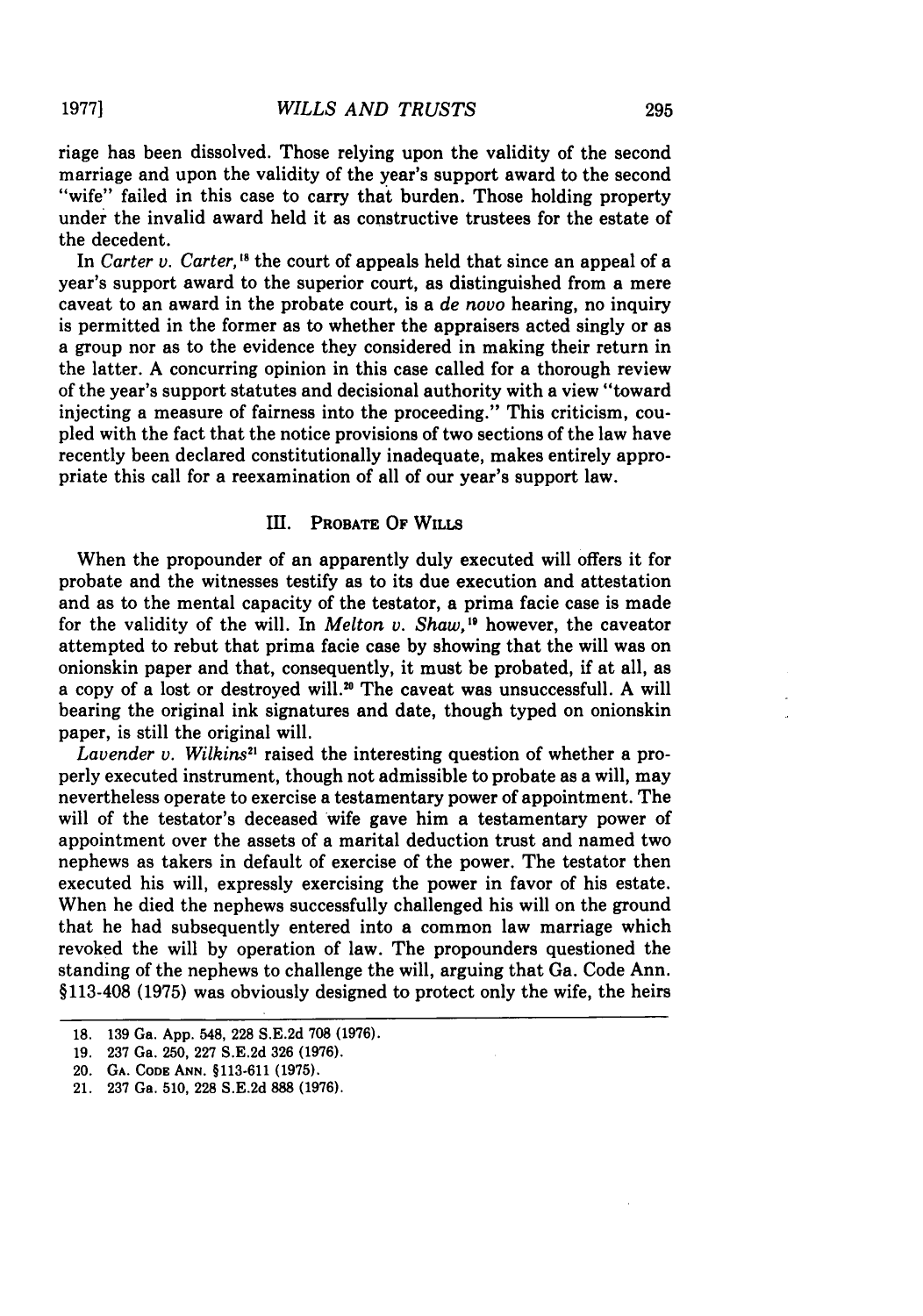riage has been dissolved. Those relying upon the validity of the second marriage and upon the validity of the year's support award to the second "wife" failed in this case to carry that burden. Those holding property under the invalid award held it as constructive trustees for the estate of the decedent.

In *Carter v. Carter,*[18] the court of appeals held that since an appeal of a year's support award to the superior court, as distinguished from a mere caveat to an award in the probate court, is a *de novo* hearing, no inquiry is permitted in the former as to whether the appraisers acted singly or as a group nor as to the evidence they considered in making their return in the latter. A concurring opinion in this case called for a thorough review of the year's support statutes and decisional authority with a view "toward injecting a measure of fairness into the proceeding." This criticism, coupled with the fact that the notice provisions of two sections of the law have recently been declared constitutionally inadequate, makes entirely appropriate this call for a reexamination of all of our year's support law.

## III. Probate Of Wills

When the propounder of an apparently duly executed will offers it for probate and the witnesses testify as to its due execution and attestation and as to the mental capacity of the testator, a prima facie case is made for the validity of the will. In *Melton v. Shaw,*[19] however, the caveator attempted to rebut that prima facie case by showing that the will was on onionskin paper and that, consequently, it must be probated, if at all, as a copy of a lost or destroyed will.[20] The caveat was unsuccessfull. A will bearing the original ink signatures and date, though typed on onionskin paper, is still the original will.

*Lavender v. Wilkins*[21] raised the interesting question of whether a properly executed instrument, though not admissible to probate as a will, may nevertheless operate to exercise a testamentary power of appointment. The will of the testator's deceased wife gave him a testamentary power of appointment over the assets of a marital deduction trust and named two nephews as takers in default of exercise of the power. The testator then executed his will, expressly exercising the power in favor of his estate. When he died the nephews successfully challenged his will on the ground that he had subsequently entered into a common law marriage which revoked the will by operation of law. The propounders questioned the standing of the nephews to challenge the will, arguing that Ga. Code Ann. §113-408 (1975) was obviously designed to protect only the wife, the heirs

---

18. 139 Ga. App. 548, 228 S.E.2d 708 (1976).
19. 237 Ga. 250, 227 S.E.2d 326 (1976).
20. Ga. Code Ann. §113-611 (1975).
21. 237 Ga. 510, 228 S.E.2d 888 (1976).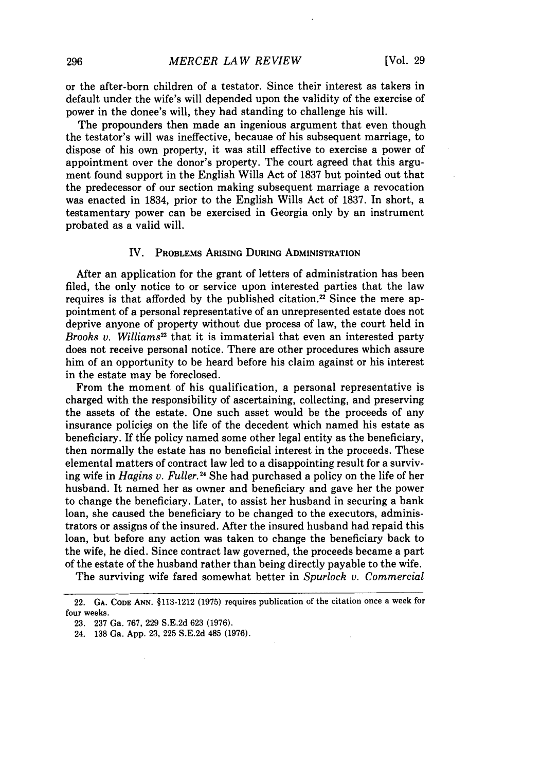or the after-born children of a testator. Since their interest as takers in default under the wife's will depended upon the validity of the exercise of power in the donee's will, they had standing to challenge his will.

The propounders then made an ingenious argument that even though the testator's will was ineffective, because of his subsequent marriage, to dispose of his own property, it was still effective to exercise a power of appointment over the donor's property. The court agreed that this argument found support in the English Wills Act of 1837 but pointed out that the predecessor of our section making subsequent marriage a revocation was enacted in 1834, prior to the English Wills Act of 1837. In short, a testamentary power can be exercised in Georgia only by an instrument probated as a valid will.

## IV. Problems Arising During Administration

After an application for the grant of letters of administration has been filed, the only notice to or service upon interested parties that the law requires is that afforded by the published citation.[22] Since the mere appointment of a personal representative of an unrepresented estate does not deprive anyone of property without due process of law, the court held in *Brooks v. Williams*[23] that it is immaterial that even an interested party does not receive personal notice. There are other procedures which assure him of an opportunity to be heard before his claim against or his interest in the estate may be foreclosed.

From the moment of his qualification, a personal representative is charged with the responsibility of ascertaining, collecting, and preserving the assets of the estate. One such asset would be the proceeds of any insurance policies on the life of the decedent which named his estate as beneficiary. If the policy named some other legal entity as the beneficiary, then normally the estate has no beneficial interest in the proceeds. These elemental matters of contract law led to a disappointing result for a surviving wife in *Hagins v. Fuller.*[24] She had purchased a policy on the life of her husband. It named her as owner and beneficiary and gave her the power to change the beneficiary. Later, to assist her husband in securing a bank loan, she caused the beneficiary to be changed to the executors, administrators or assigns of the insured. After the insured husband had repaid this loan, but before any action was taken to change the beneficiary back to the wife, he died. Since contract law governed, the proceeds became a part of the estate of the husband rather than being directly payable to the wife.

The surviving wife fared somewhat better in *Spurlock v. Commercial*

---

22. Ga. Code Ann. §113-1212 (1975) requires publication of the citation once a week for four weeks.

23. 237 Ga. 767, 229 S.E.2d 623 (1976).

24. 138 Ga. App. 23, 225 S.E.2d 485 (1976).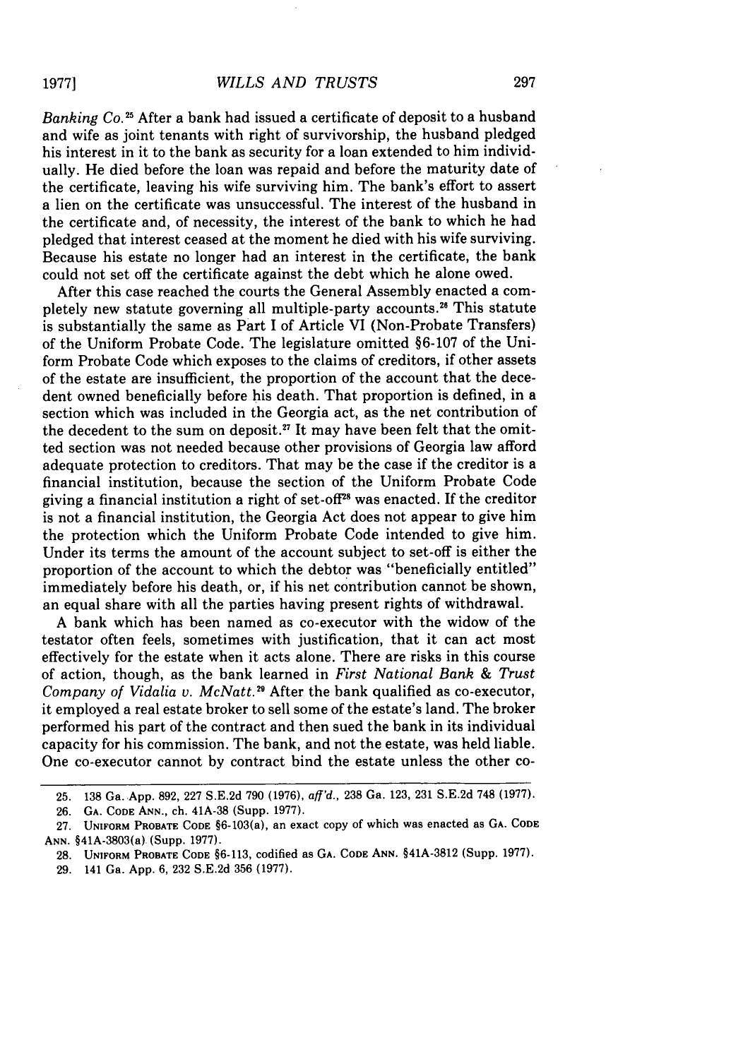*Banking Co.*[25] After a bank had issued a certificate of deposit to a husband and wife as joint tenants with right of survivorship, the husband pledged his interest in it to the bank as security for a loan extended to him individually. He died before the loan was repaid and before the maturity date of the certificate, leaving his wife surviving him. The bank's effort to assert a lien on the certificate was unsuccessful. The interest of the husband in the certificate and, of necessity, the interest of the bank to which he had pledged that interest ceased at the moment he died with his wife surviving. Because his estate no longer had an interest in the certificate, the bank could not set off the certificate against the debt which he alone owed.

After this case reached the courts the General Assembly enacted a completely new statute governing all multiple-party accounts.[26] This statute is substantially the same as Part I of Article VI (Non-Probate Transfers) of the Uniform Probate Code. The legislature omitted §6-107 of the Uniform Probate Code which exposes to the claims of creditors, if other assets of the estate are insufficient, the proportion of the account that the decedent owned beneficially before his death. That proportion is defined, in a section which was included in the Georgia act, as the net contribution of the decedent to the sum on deposit.[27] It may have been felt that the omitted section was not needed because other provisions of Georgia law afford adequate protection to creditors. That may be the case if the creditor is a financial institution, because the section of the Uniform Probate Code giving a financial institution a right of set-off[28] was enacted. If the creditor is not a financial institution, the Georgia Act does not appear to give him the protection which the Uniform Probate Code intended to give him. Under its terms the amount of the account subject to set-off is either the proportion of the account to which the debtor was "beneficially entitled" immediately before his death, or, if his net contribution cannot be shown, an equal share with all the parties having present rights of withdrawal.

A bank which has been named as co-executor with the widow of the testator often feels, sometimes with justification, that it can act most effectively for the estate when it acts alone. There are risks in this course of action, though, as the bank learned in *First National Bank & Trust Company of Vidalia v. McNatt.*[29] After the bank qualified as co-executor, it employed a real estate broker to sell some of the estate's land. The broker performed his part of the contract and then sued the bank in its individual capacity for his commission. The bank, and not the estate, was held liable. One co-executor cannot by contract bind the estate unless the other co-

---

25. 138 Ga. App. 892, 227 S.E.2d 790 (1976), *aff'd.*, 238 Ga. 123, 231 S.E.2d 748 (1977).

26. GA. CODE ANN., ch. 41A-38 (Supp. 1977).

27. UNIFORM PROBATE CODE §6-103(a), an exact copy of which was enacted as GA. CODE ANN. §41A-3803(a) (Supp. 1977).

28. UNIFORM PROBATE CODE §6-113, codified as GA. CODE ANN. §41A-3812 (Supp. 1977).

29. 141 Ga. App. 6, 232 S.E.2d 356 (1977).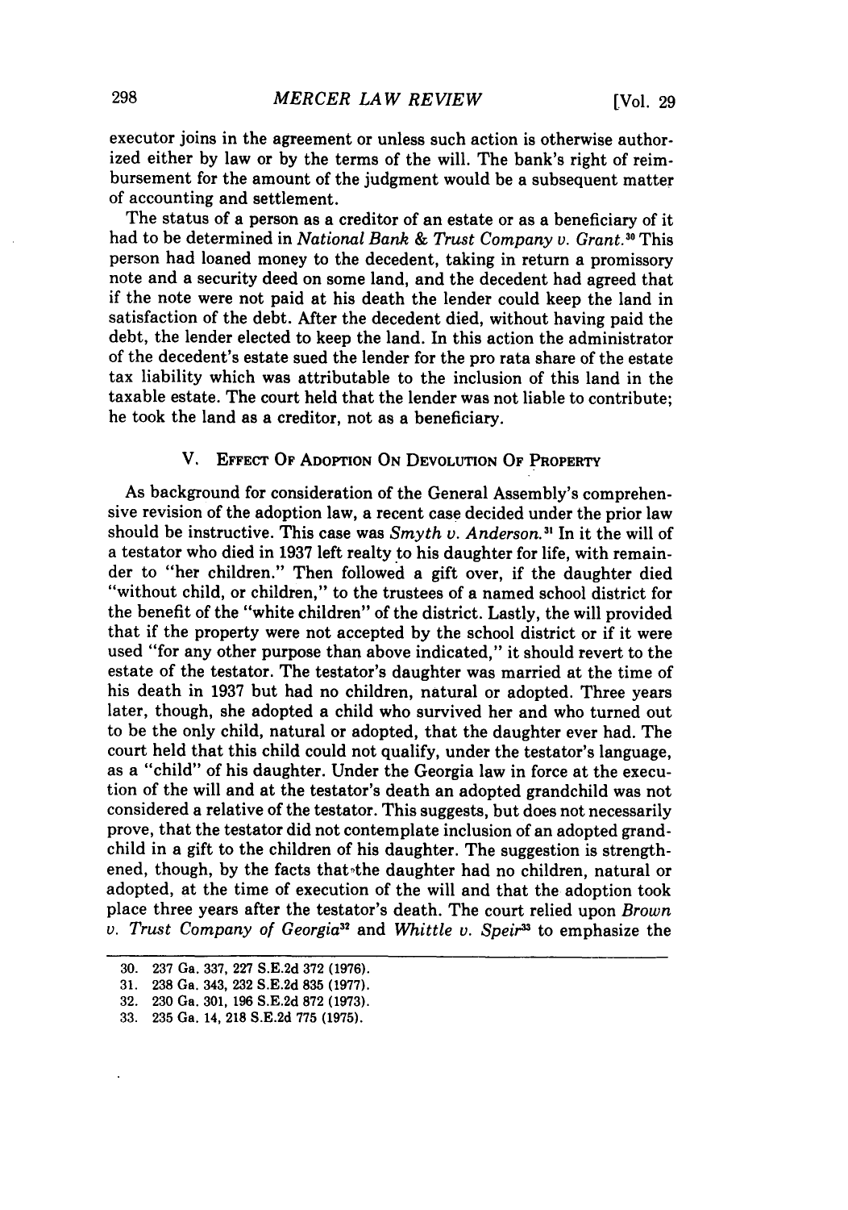executor joins in the agreement or unless such action is otherwise authorized either by law or by the terms of the will. The bank's right of reimbursement for the amount of the judgment would be a subsequent matter of accounting and settlement.

The status of a person as a creditor of an estate or as a beneficiary of it had to be determined in *National Bank & Trust Company v. Grant.*[30] This person had loaned money to the decedent, taking in return a promissory note and a security deed on some land, and the decedent had agreed that if the note were not paid at his death the lender could keep the land in satisfaction of the debt. After the decedent died, without having paid the debt, the lender elected to keep the land. In this action the administrator of the decedent's estate sued the lender for the pro rata share of the estate tax liability which was attributable to the inclusion of this land in the taxable estate. The court held that the lender was not liable to contribute; he took the land as a creditor, not as a beneficiary.

## V. Effect Of Adoption On Devolution Of Property

As background for consideration of the General Assembly's comprehensive revision of the adoption law, a recent case decided under the prior law should be instructive. This case was *Smyth v. Anderson.*[31] In it the will of a testator who died in 1937 left realty to his daughter for life, with remainder to "her children." Then followed a gift over, if the daughter died "without child, or children," to the trustees of a named school district for the benefit of the "white children" of the district. Lastly, the will provided that if the property were not accepted by the school district or if it were used "for any other purpose than above indicated," it should revert to the estate of the testator. The testator's daughter was married at the time of his death in 1937 but had no children, natural or adopted. Three years later, though, she adopted a child who survived her and who turned out to be the only child, natural or adopted, that the daughter ever had. The court held that this child could not qualify, under the testator's language, as a "child" of his daughter. Under the Georgia law in force at the execution of the will and at the testator's death an adopted grandchild was not considered a relative of the testator. This suggests, but does not necessarily prove, that the testator did not contemplate inclusion of an adopted grandchild in a gift to the children of his daughter. The suggestion is strengthened, though, by the facts that the daughter had no children, natural or adopted, at the time of execution of the will and that the adoption took place three years after the testator's death. The court relied upon *Brown v. Trust Company of Georgia*[32] and *Whittle v. Speir*[33] to emphasize the

30. 237 Ga. 337, 227 S.E.2d 372 (1976).

31. 238 Ga. 343, 232 S.E.2d 835 (1977).

32. 230 Ga. 301, 196 S.E.2d 872 (1973).

33. 235 Ga. 14, 218 S.E.2d 775 (1975).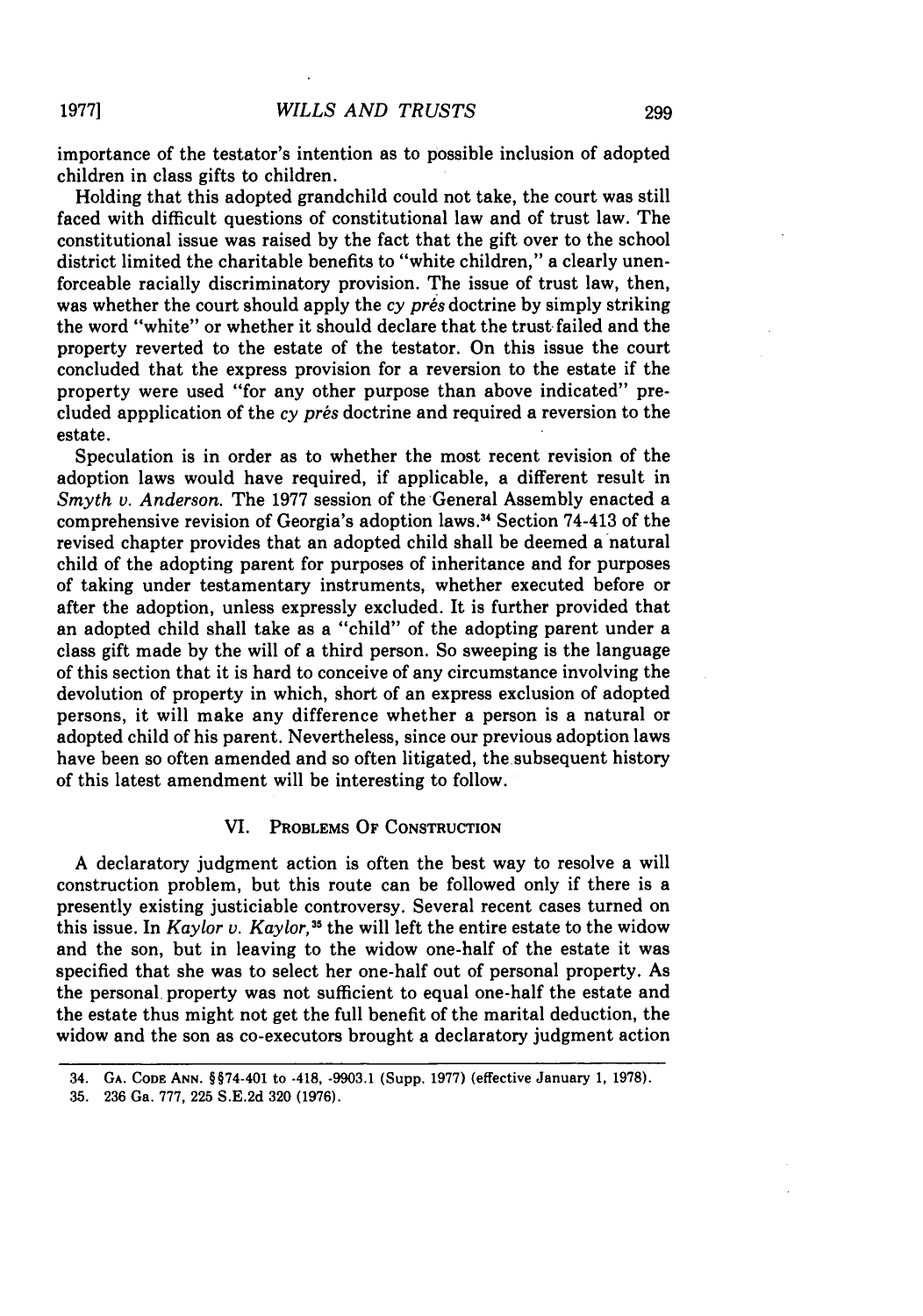importance of the testator's intention as to possible inclusion of adopted children in class gifts to children.

Holding that this adopted grandchild could not take, the court was still faced with difficult questions of constitutional law and of trust law. The constitutional issue was raised by the fact that the gift over to the school district limited the charitable benefits to "white children," a clearly unenforceable racially discriminatory provision. The issue of trust law, then, was whether the court should apply the *cy prés* doctrine by simply striking the word "white" or whether it should declare that the trust failed and the property reverted to the estate of the testator. On this issue the court concluded that the express provision for a reversion to the estate if the property were used "for any other purpose than above indicated" precluded appplication of the *cy prés* doctrine and required a reversion to the estate.

Speculation is in order as to whether the most recent revision of the adoption laws would have required, if applicable, a different result in *Smyth v. Anderson.* The 1977 session of the General Assembly enacted a comprehensive revision of Georgia's adoption laws.[34] Section 74-413 of the revised chapter provides that an adopted child shall be deemed a natural child of the adopting parent for purposes of inheritance and for purposes of taking under testamentary instruments, whether executed before or after the adoption, unless expressly excluded. It is further provided that an adopted child shall take as a "child" of the adopting parent under a class gift made by the will of a third person. So sweeping is the language of this section that it is hard to conceive of any circumstance involving the devolution of property in which, short of an express exclusion of adopted persons, it will make any difference whether a person is a natural or adopted child of his parent. Nevertheless, since our previous adoption laws have been so often amended and so often litigated, the subsequent history of this latest amendment will be interesting to follow.

## VI. Problems Of Construction

A declaratory judgment action is often the best way to resolve a will construction problem, but this route can be followed only if there is a presently existing justiciable controversy. Several recent cases turned on this issue. In *Kaylor v. Kaylor,*[35] the will left the entire estate to the widow and the son, but in leaving to the widow one-half of the estate it was specified that she was to select her one-half out of personal property. As the personal property was not sufficient to equal one-half the estate and the estate thus might not get the full benefit of the marital deduction, the widow and the son as co-executors brought a declaratory judgment action

---

34. GA. CODE ANN. §§74-401 to -418, -9903.1 (Supp. 1977) (effective January 1, 1978).

35. 236 Ga. 777, 225 S.E.2d 320 (1976).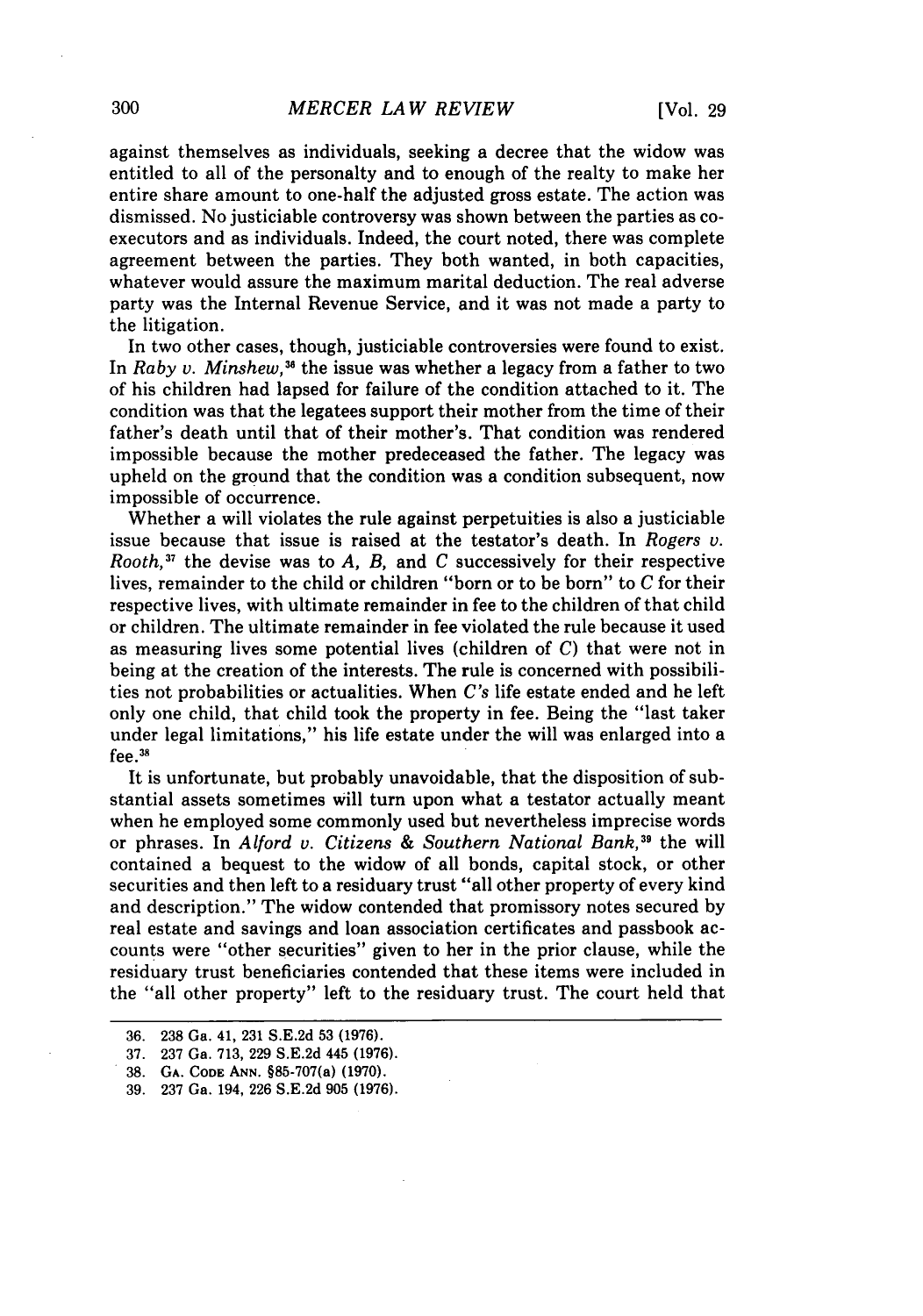against themselves as individuals, seeking a decree that the widow was entitled to all of the personalty and to enough of the realty to make her entire share amount to one-half the adjusted gross estate. The action was dismissed. No justiciable controversy was shown between the parties as co-executors and as individuals. Indeed, the court noted, there was complete agreement between the parties. They both wanted, in both capacities, whatever would assure the maximum marital deduction. The real adverse party was the Internal Revenue Service, and it was not made a party to the litigation.

In two other cases, though, justiciable controversies were found to exist. In *Raby v. Minshew*,[36] the issue was whether a legacy from a father to two of his children had lapsed for failure of the condition attached to it. The condition was that the legatees support their mother from the time of their father's death until that of their mother's. That condition was rendered impossible because the mother predeceased the father. The legacy was upheld on the ground that the condition was a condition subsequent, now impossible of occurrence.

Whether a will violates the rule against perpetuities is also a justiciable issue because that issue is raised at the testator's death. In *Rogers v. Rooth*,[37] the devise was to *A*, *B*, and *C* successively for their respective lives, remainder to the child or children "born or to be born" to *C* for their respective lives, with ultimate remainder in fee to the children of that child or children. The ultimate remainder in fee violated the rule because it used as measuring lives some potential lives (children of *C*) that were not in being at the creation of the interests. The rule is concerned with possibilities not probabilities or actualities. When *C's* life estate ended and he left only one child, that child took the property in fee. Being the "last taker under legal limitations," his life estate under the will was enlarged into a fee.[38]

It is unfortunate, but probably unavoidable, that the disposition of substantial assets sometimes will turn upon what a testator actually meant when he employed some commonly used but nevertheless imprecise words or phrases. In *Alford v. Citizens & Southern National Bank*,[39] the will contained a bequest to the widow of all bonds, capital stock, or other securities and then left to a residuary trust "all other property of every kind and description." The widow contended that promissory notes secured by real estate and savings and loan association certificates and passbook accounts were "other securities" given to her in the prior clause, while the residuary trust beneficiaries contended that these items were included in the "all other property" left to the residuary trust. The court held that

---

36. 238 Ga. 41, 231 S.E.2d 53 (1976).

37. 237 Ga. 713, 229 S.E.2d 445 (1976).

38. GA. CODE ANN. §85-707(a) (1970).

39. 237 Ga. 194, 226 S.E.2d 905 (1976).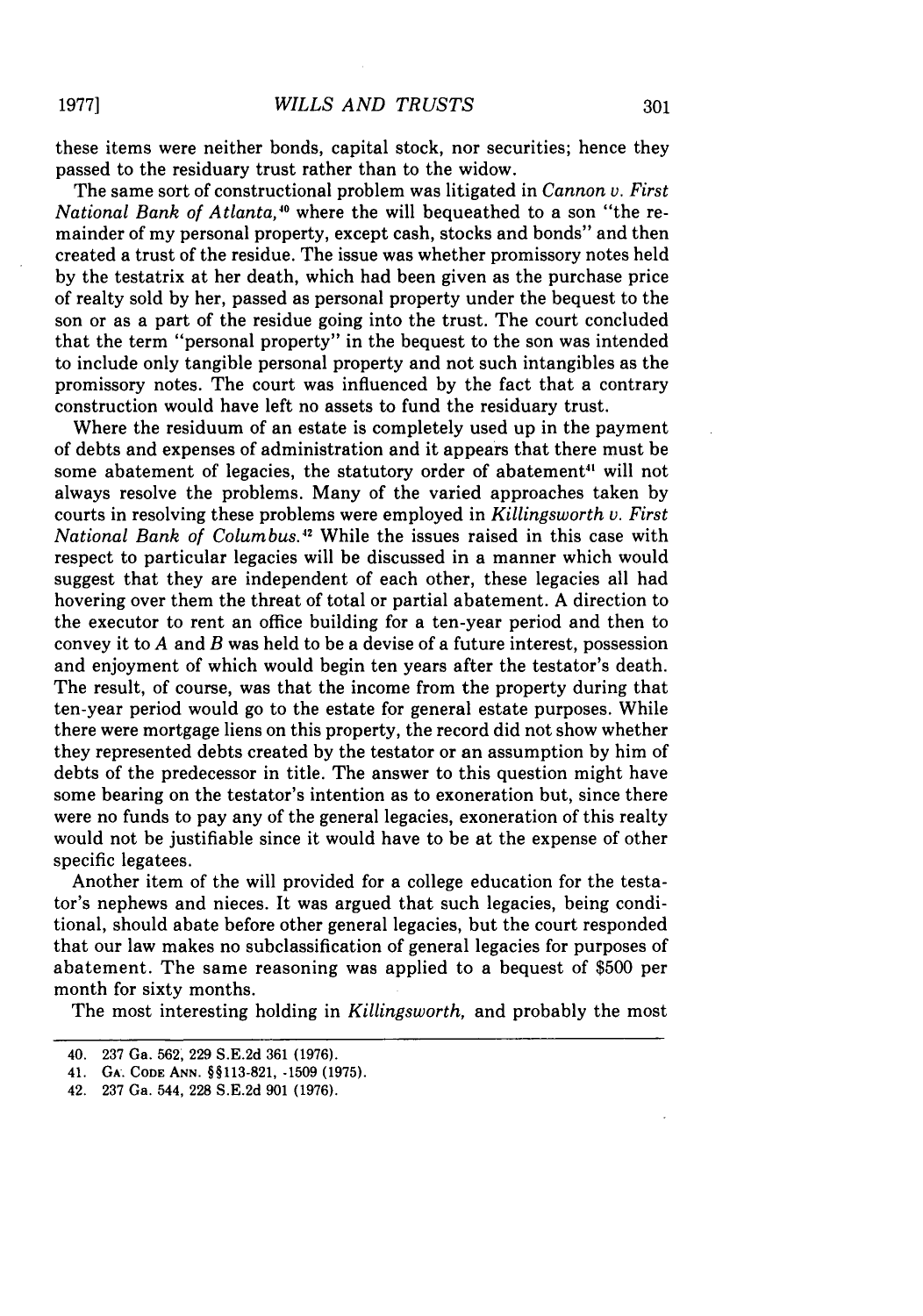these items were neither bonds, capital stock, nor securities; hence they passed to the residuary trust rather than to the widow.

The same sort of constructional problem was litigated in *Cannon v. First National Bank of Atlanta*,[40] where the will bequeathed to a son "the remainder of my personal property, except cash, stocks and bonds" and then created a trust of the residue. The issue was whether promissory notes held by the testatrix at her death, which had been given as the purchase price of realty sold by her, passed as personal property under the bequest to the son or as a part of the residue going into the trust. The court concluded that the term "personal property" in the bequest to the son was intended to include only tangible personal property and not such intangibles as the promissory notes. The court was influenced by the fact that a contrary construction would have left no assets to fund the residuary trust.

Where the residuum of an estate is completely used up in the payment of debts and expenses of administration and it appears that there must be some abatement of legacies, the statutory order of abatement[41] will not always resolve the problems. Many of the varied approaches taken by courts in resolving these problems were employed in *Killingsworth v. First National Bank of Columbus*.[42] While the issues raised in this case with respect to particular legacies will be discussed in a manner which would suggest that they are independent of each other, these legacies all had hovering over them the threat of total or partial abatement. A direction to the executor to rent an office building for a ten-year period and then to convey it to *A* and *B* was held to be a devise of a future interest, possession and enjoyment of which would begin ten years after the testator's death. The result, of course, was that the income from the property during that ten-year period would go to the estate for general estate purposes. While there were mortgage liens on this property, the record did not show whether they represented debts created by the testator or an assumption by him of debts of the predecessor in title. The answer to this question might have some bearing on the testator's intention as to exoneration but, since there were no funds to pay any of the general legacies, exoneration of this realty would not be justifiable since it would have to be at the expense of other specific legatees.

Another item of the will provided for a college education for the testator's nephews and nieces. It was argued that such legacies, being conditional, should abate before other general legacies, but the court responded that our law makes no subclassification of general legacies for purposes of abatement. The same reasoning was applied to a bequest of $500 per month for sixty months.

The most interesting holding in *Killingsworth*, and probably the most

---

40. 237 Ga. 562, 229 S.E.2d 361 (1976).
41. GA. CODE ANN. §§113-821, -1509 (1975).
42. 237 Ga. 544, 228 S.E.2d 901 (1976).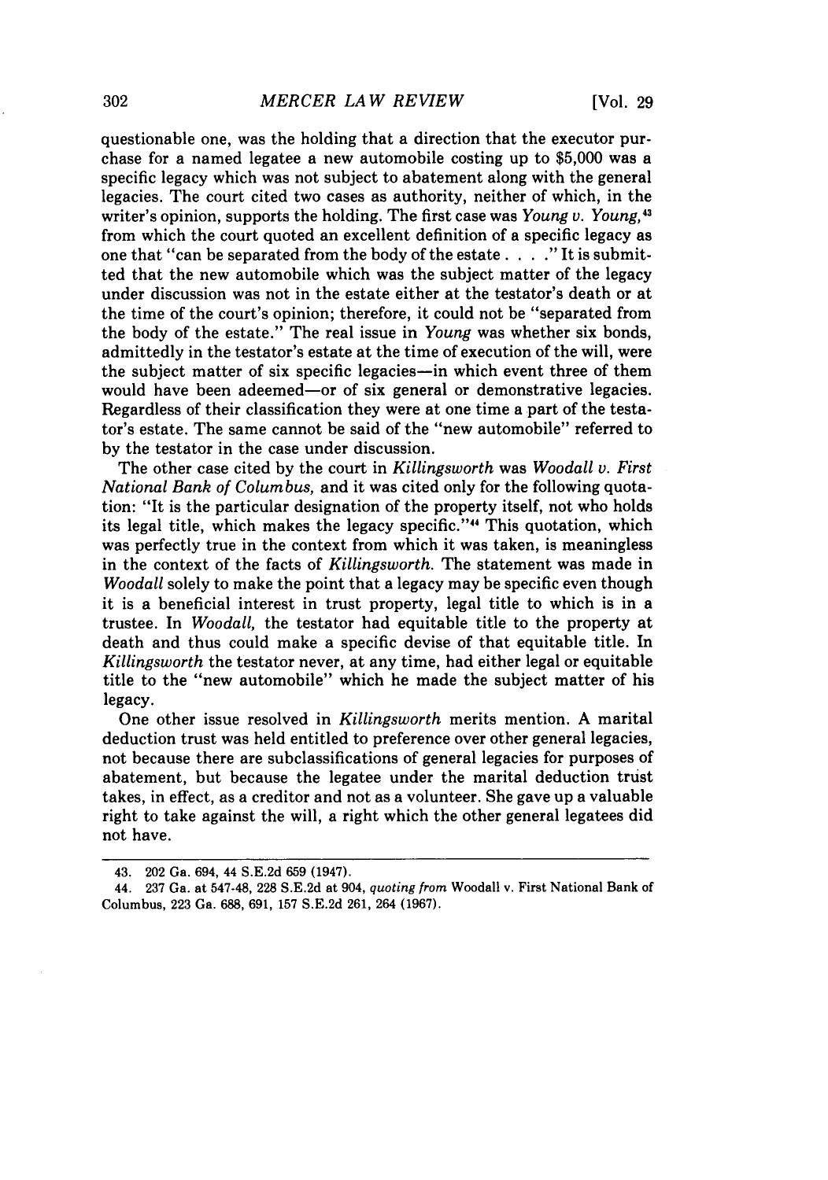questionable one, was the holding that a direction that the executor purchase for a named legatee a new automobile costing up to $5,000 was a specific legacy which was not subject to abatement along with the general legacies. The court cited two cases as authority, neither of which, in the writer's opinion, supports the holding. The first case was *Young v. Young*,[43] from which the court quoted an excellent definition of a specific legacy as one that "can be separated from the body of the estate . . . ." It is submitted that the new automobile which was the subject matter of the legacy under discussion was not in the estate either at the testator's death or at the time of the court's opinion; therefore, it could not be "separated from the body of the estate." The real issue in *Young* was whether six bonds, admittedly in the testator's estate at the time of execution of the will, were the subject matter of six specific legacies—in which event three of them would have been adeemed—or of six general or demonstrative legacies. Regardless of their classification they were at one time a part of the testator's estate. The same cannot be said of the "new automobile" referred to by the testator in the case under discussion.

The other case cited by the court in *Killingsworth* was *Woodall v. First National Bank of Columbus*, and it was cited only for the following quotation: "It is the particular designation of the property itself, not who holds its legal title, which makes the legacy specific."[44] This quotation, which was perfectly true in the context from which it was taken, is meaningless in the context of the facts of *Killingsworth*. The statement was made in *Woodall* solely to make the point that a legacy may be specific even though it is a beneficial interest in trust property, legal title to which is in a trustee. In *Woodall*, the testator had equitable title to the property at death and thus could make a specific devise of that equitable title. In *Killingsworth* the testator never, at any time, had either legal or equitable title to the "new automobile" which he made the subject matter of his legacy.

One other issue resolved in *Killingsworth* merits mention. A marital deduction trust was held entitled to preference over other general legacies, not because there are subclassifications of general legacies for purposes of abatement, but because the legatee under the marital deduction trust takes, in effect, as a creditor and not as a volunteer. She gave up a valuable right to take against the will, a right which the other general legatees did not have.

---

43. 202 Ga. 694, 44 S.E.2d 659 (1947).

44. 237 Ga. at 547-48, 228 S.E.2d at 904, *quoting from* Woodall v. First National Bank of Columbus, 223 Ga. 688, 691, 157 S.E.2d 261, 264 (1967).